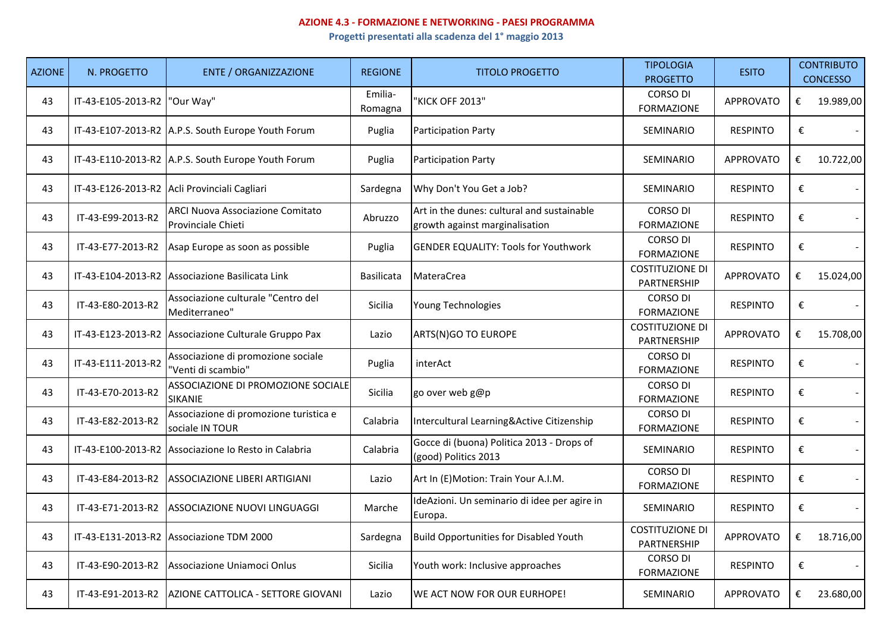# AZIONE 4.3 - FORMAZIONE E NETWORKING - PAESI PROGRAMMA

## Progetti presentati alla scadenza del 1° maggio 2013

| AZIONE | N. PROGETTO | ENTE / ORGANIZZAZIONE | REGIONE | TITOLO PROGETTO | TIPOLOGIA PROGETTO | ESITO | CONTRIBUTO CONCESSO |
|---|---|---|---|---|---|---|---|
| 43 | IT-43-E105-2013-R2 | "Our Way" | Emilia-Romagna | "KICK OFF 2013" | CORSO DI FORMAZIONE | APPROVATO | € 19.989,00 |
| 43 | IT-43-E107-2013-R2 | A.P.S. South Europe Youth Forum | Puglia | Participation Party | SEMINARIO | RESPINTO | € - |
| 43 | IT-43-E110-2013-R2 | A.P.S. South Europe Youth Forum | Puglia | Participation Party | SEMINARIO | APPROVATO | € 10.722,00 |
| 43 | IT-43-E126-2013-R2 | Acli Provinciali Cagliari | Sardegna | Why Don't You Get a Job? | SEMINARIO | RESPINTO | € - |
| 43 | IT-43-E99-2013-R2 | ARCI Nuova Associazione Comitato Provinciale Chieti | Abruzzo | Art in the dunes: cultural and sustainable growth against marginalisation | CORSO DI FORMAZIONE | RESPINTO | € - |
| 43 | IT-43-E77-2013-R2 | Asap Europe as soon as possible | Puglia | GENDER EQUALITY: Tools for Youthwork | CORSO DI FORMAZIONE | RESPINTO | € - |
| 43 | IT-43-E104-2013-R2 | Associazione Basilicata Link | Basilicata | MateraCrea | COSTITUZIONE DI PARTNERSHIP | APPROVATO | € 15.024,00 |
| 43 | IT-43-E80-2013-R2 | Associazione culturale "Centro del Mediterraneo" | Sicilia | Young Technologies | CORSO DI FORMAZIONE | RESPINTO | € - |
| 43 | IT-43-E123-2013-R2 | Associazione Culturale Gruppo Pax | Lazio | ARTS(N)GO TO EUROPE | COSTITUZIONE DI PARTNERSHIP | APPROVATO | € 15.708,00 |
| 43 | IT-43-E111-2013-R2 | Associazione di promozione sociale "Venti di scambio" | Puglia | interAct | CORSO DI FORMAZIONE | RESPINTO | € - |
| 43 | IT-43-E70-2013-R2 | ASSOCIAZIONE DI PROMOZIONE SOCIALE SIKANIE | Sicilia | go over web g@p | CORSO DI FORMAZIONE | RESPINTO | € - |
| 43 | IT-43-E82-2013-R2 | Associazione di promozione turistica e sociale IN TOUR | Calabria | Intercultural Learning&Active Citizenship | CORSO DI FORMAZIONE | RESPINTO | € - |
| 43 | IT-43-E100-2013-R2 | Associazione Io Resto in Calabria | Calabria | Gocce di (buona) Politica 2013 - Drops of (good) Politics 2013 | SEMINARIO | RESPINTO | € - |
| 43 | IT-43-E84-2013-R2 | ASSOCIAZIONE LIBERI ARTIGIANI | Lazio | Art In (E)Motion: Train Your A.I.M. | CORSO DI FORMAZIONE | RESPINTO | € - |
| 43 | IT-43-E71-2013-R2 | ASSOCIAZIONE NUOVI LINGUAGGI | Marche | IdeAzioni. Un seminario di idee per agire in Europa. | SEMINARIO | RESPINTO | € - |
| 43 | IT-43-E131-2013-R2 | Associazione TDM 2000 | Sardegna | Build Opportunities for Disabled Youth | COSTITUZIONE DI PARTNERSHIP | APPROVATO | € 18.716,00 |
| 43 | IT-43-E90-2013-R2 | Associazione Uniamoci Onlus | Sicilia | Youth work: Inclusive approaches | CORSO DI FORMAZIONE | RESPINTO | € - |
| 43 | IT-43-E91-2013-R2 | AZIONE CATTOLICA - SETTORE GIOVANI | Lazio | WE ACT NOW FOR OUR EURHOPE! | SEMINARIO | APPROVATO | € 23.680,00 |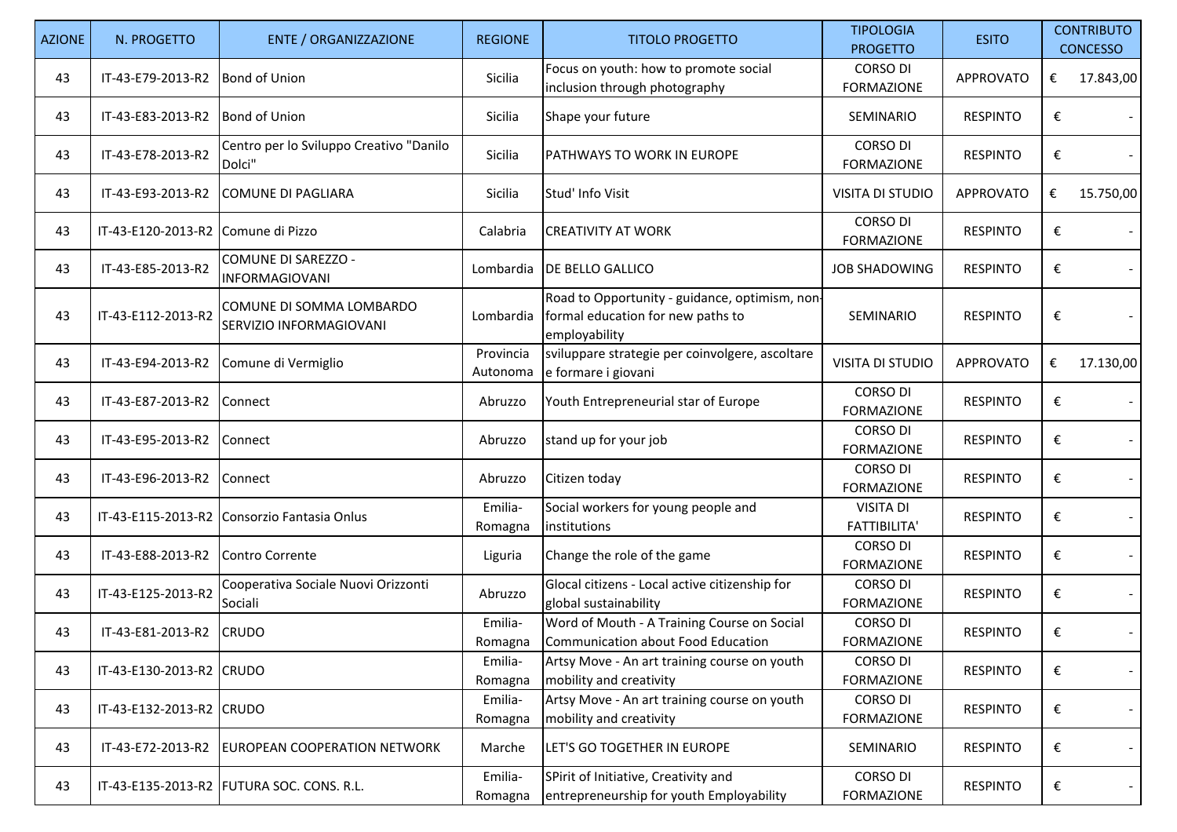| AZIONE | N. PROGETTO | ENTE / ORGANIZZAZIONE | REGIONE | TITOLO PROGETTO | TIPOLOGIA PROGETTO | ESITO | CONTRIBUTO CONCESSO |
|---|---|---|---|---|---|---|---|
| 43 | IT-43-E79-2013-R2 | Bond of Union | Sicilia | Focus on youth: how to promote social inclusion through photography | CORSO DI FORMAZIONE | APPROVATO | € 17.843,00 |
| 43 | IT-43-E83-2013-R2 | Bond of Union | Sicilia | Shape your future | SEMINARIO | RESPINTO | € - |
| 43 | IT-43-E78-2013-R2 | Centro per lo Sviluppo Creativo "Danilo Dolci" | Sicilia | PATHWAYS TO WORK IN EUROPE | CORSO DI FORMAZIONE | RESPINTO | € - |
| 43 | IT-43-E93-2013-R2 | COMUNE DI PAGLIARA | Sicilia | Stud' Info Visit | VISITA DI STUDIO | APPROVATO | € 15.750,00 |
| 43 | IT-43-E120-2013-R2 | Comune di Pizzo | Calabria | CREATIVITY AT WORK | CORSO DI FORMAZIONE | RESPINTO | € - |
| 43 | IT-43-E85-2013-R2 | COMUNE DI SAREZZO - INFORMAGIOVANI | Lombardia | DE BELLO GALLICO | JOB SHADOWING | RESPINTO | € - |
| 43 | IT-43-E112-2013-R2 | COMUNE DI SOMMA LOMBARDO SERVIZIO INFORMAGIOVANI | Lombardia | Road to Opportunity - guidance, optimism, non-formal education for new paths to employability | SEMINARIO | RESPINTO | € - |
| 43 | IT-43-E94-2013-R2 | Comune di Vermiglio | Provincia Autonoma | sviluppare strategie per coinvolgere, ascoltare e formare i giovani | VISITA DI STUDIO | APPROVATO | € 17.130,00 |
| 43 | IT-43-E87-2013-R2 | Connect | Abruzzo | Youth Entrepreneurial star of Europe | CORSO DI FORMAZIONE | RESPINTO | € - |
| 43 | IT-43-E95-2013-R2 | Connect | Abruzzo | stand up for your job | CORSO DI FORMAZIONE | RESPINTO | € - |
| 43 | IT-43-E96-2013-R2 | Connect | Abruzzo | Citizen today | CORSO DI FORMAZIONE | RESPINTO | € - |
| 43 | IT-43-E115-2013-R2 | Consorzio Fantasia Onlus | Emilia-Romagna | Social workers for young people and institutions | VISITA DI FATTIBILITA' | RESPINTO | € - |
| 43 | IT-43-E88-2013-R2 | Contro Corrente | Liguria | Change the role of the game | CORSO DI FORMAZIONE | RESPINTO | € - |
| 43 | IT-43-E125-2013-R2 | Cooperativa Sociale Nuovi Orizzonti Sociali | Abruzzo | Glocal citizens - Local active citizenship for global sustainability | CORSO DI FORMAZIONE | RESPINTO | € - |
| 43 | IT-43-E81-2013-R2 | CRUDO | Emilia-Romagna | Word of Mouth - A Training Course on Social Communication about Food Education | CORSO DI FORMAZIONE | RESPINTO | € - |
| 43 | IT-43-E130-2013-R2 | CRUDO | Emilia-Romagna | Artsy Move - An art training course on youth mobility and creativity | CORSO DI FORMAZIONE | RESPINTO | € - |
| 43 | IT-43-E132-2013-R2 | CRUDO | Emilia-Romagna | Artsy Move - An art training course on youth mobility and creativity | CORSO DI FORMAZIONE | RESPINTO | € - |
| 43 | IT-43-E72-2013-R2 | EUROPEAN COOPERATION NETWORK | Marche | LET'S GO TOGETHER IN EUROPE | SEMINARIO | RESPINTO | € - |
| 43 | IT-43-E135-2013-R2 | FUTURA SOC. CONS. R.L. | Emilia-Romagna | SPirit of Initiative, Creativity and entrepreneurship for youth Employability | CORSO DI FORMAZIONE | RESPINTO | € - |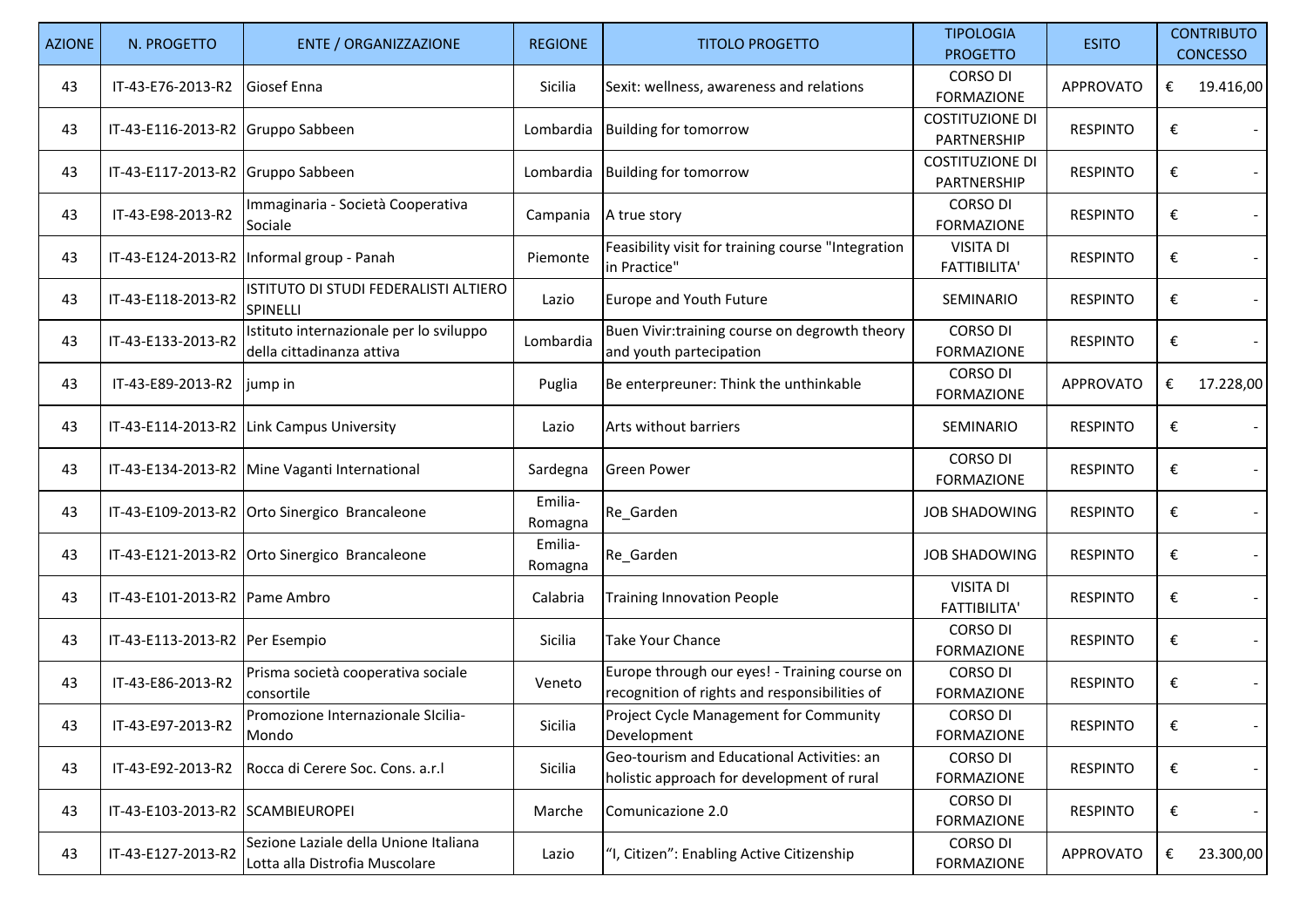| AZIONE | N. PROGETTO | ENTE / ORGANIZZAZIONE | REGIONE | TITOLO PROGETTO | TIPOLOGIA PROGETTO | ESITO | CONTRIBUTO CONCESSO |
|---|---|---|---|---|---|---|---|
| 43 | IT-43-E76-2013-R2 | Giosef Enna | Sicilia | Sexit: wellness, awareness and relations | CORSO DI FORMAZIONE | APPROVATO | € 19.416,00 |
| 43 | IT-43-E116-2013-R2 | Gruppo Sabbeen | Lombardia | Building for tomorrow | COSTITUZIONE DI PARTNERSHIP | RESPINTO | € - |
| 43 | IT-43-E117-2013-R2 | Gruppo Sabbeen | Lombardia | Building for tomorrow | COSTITUZIONE DI PARTNERSHIP | RESPINTO | € - |
| 43 | IT-43-E98-2013-R2 | Immaginaria - Società Cooperativa Sociale | Campania | A true story | CORSO DI FORMAZIONE | RESPINTO | € - |
| 43 | IT-43-E124-2013-R2 | Informal group - Panah | Piemonte | Feasibility visit for training course "Integration in Practice" | VISITA DI FATTIBILITA' | RESPINTO | € - |
| 43 | IT-43-E118-2013-R2 | ISTITUTO DI STUDI FEDERALISTI ALTIERO SPINELLI | Lazio | Europe and Youth Future | SEMINARIO | RESPINTO | € - |
| 43 | IT-43-E133-2013-R2 | Istituto internazionale per lo sviluppo della cittadinanza attiva | Lombardia | Buen Vivir:training course on degrowth theory and youth partecipation | CORSO DI FORMAZIONE | RESPINTO | € - |
| 43 | IT-43-E89-2013-R2 | jump in | Puglia | Be enterpreuner: Think the unthinkable | CORSO DI FORMAZIONE | APPROVATO | € 17.228,00 |
| 43 | IT-43-E114-2013-R2 | Link Campus University | Lazio | Arts without barriers | SEMINARIO | RESPINTO | € - |
| 43 | IT-43-E134-2013-R2 | Mine Vaganti International | Sardegna | Green Power | CORSO DI FORMAZIONE | RESPINTO | € - |
| 43 | IT-43-E109-2013-R2 | Orto Sinergico Brancaleone | Emilia-Romagna | Re_Garden | JOB SHADOWING | RESPINTO | € - |
| 43 | IT-43-E121-2013-R2 | Orto Sinergico Brancaleone | Emilia-Romagna | Re_Garden | JOB SHADOWING | RESPINTO | € - |
| 43 | IT-43-E101-2013-R2 | Pame Ambro | Calabria | Training Innovation People | VISITA DI FATTIBILITA' | RESPINTO | € - |
| 43 | IT-43-E113-2013-R2 | Per Esempio | Sicilia | Take Your Chance | CORSO DI FORMAZIONE | RESPINTO | € - |
| 43 | IT-43-E86-2013-R2 | Prisma società cooperativa sociale consortile | Veneto | Europe through our eyes! - Training course on recognition of rights and responsibilities of | CORSO DI FORMAZIONE | RESPINTO | € - |
| 43 | IT-43-E97-2013-R2 | Promozione Internazionale SIcilia-Mondo | Sicilia | Project Cycle Management for Community Development | CORSO DI FORMAZIONE | RESPINTO | € - |
| 43 | IT-43-E92-2013-R2 | Rocca di Cerere Soc. Cons. a.r.l | Sicilia | Geo-tourism and Educational Activities: an holistic approach for development of rural | CORSO DI FORMAZIONE | RESPINTO | € - |
| 43 | IT-43-E103-2013-R2 | SCAMBIEUROPEI | Marche | Comunicazione 2.0 | CORSO DI FORMAZIONE | RESPINTO | € - |
| 43 | IT-43-E127-2013-R2 | Sezione Laziale della Unione Italiana Lotta alla Distrofia Muscolare | Lazio | "I, Citizen": Enabling Active Citizenship | CORSO DI FORMAZIONE | APPROVATO | € 23.300,00 |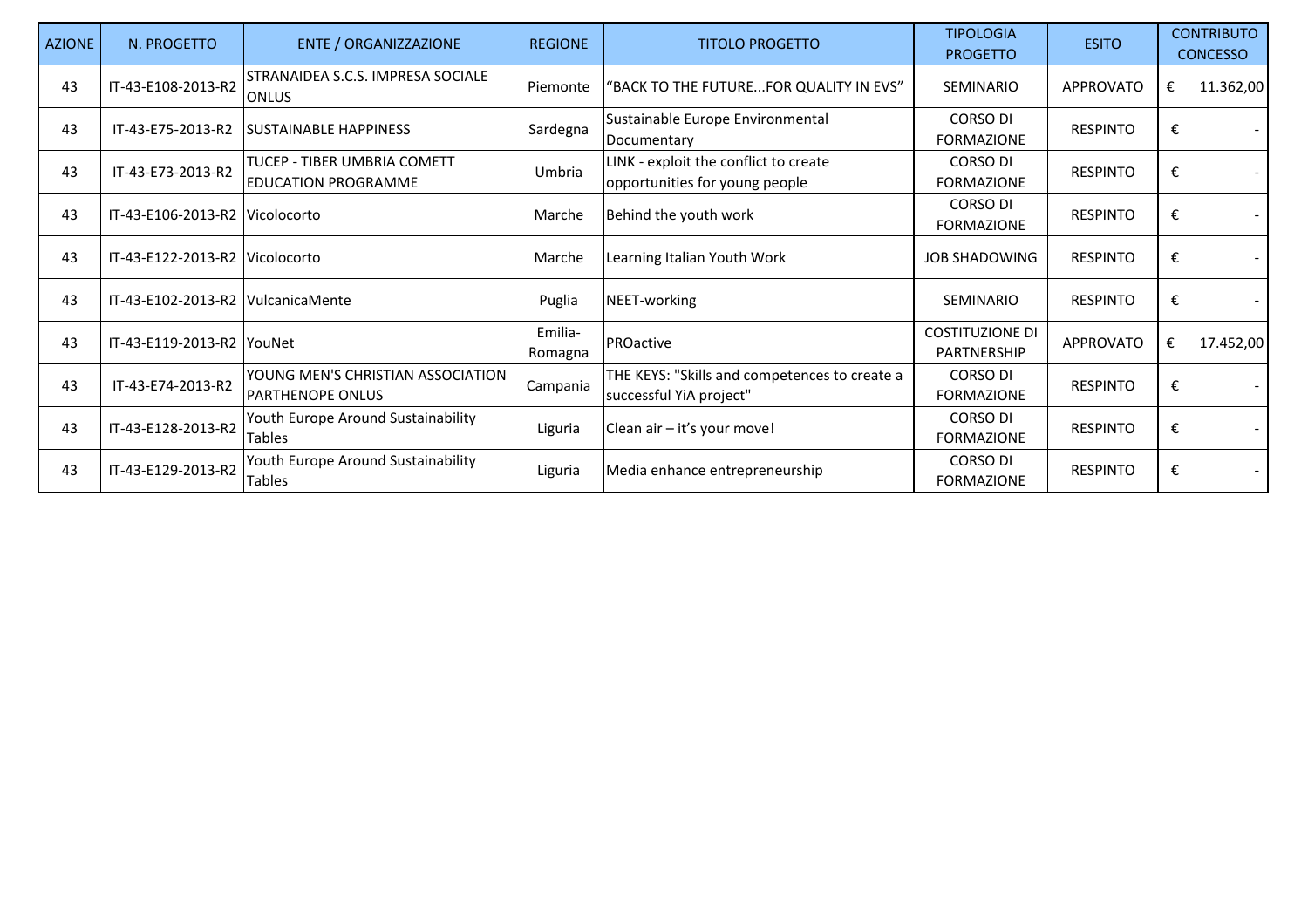| AZIONE | N. PROGETTO | ENTE / ORGANIZZAZIONE | REGIONE | TITOLO PROGETTO | TIPOLOGIA PROGETTO | ESITO | CONTRIBUTO CONCESSO |
|---|---|---|---|---|---|---|---|
| 43 | IT-43-E108-2013-R2 | STRANAIDEA S.C.S. IMPRESA SOCIALE ONLUS | Piemonte | "BACK TO THE FUTURE...FOR QUALITY IN EVS" | SEMINARIO | APPROVATO | € 11.362,00 |
| 43 | IT-43-E75-2013-R2 | SUSTAINABLE HAPPINESS | Sardegna | Sustainable Europe Environmental Documentary | CORSO DI FORMAZIONE | RESPINTO | € - |
| 43 | IT-43-E73-2013-R2 | TUCEP - TIBER UMBRIA COMETT EDUCATION PROGRAMME | Umbria | LINK - exploit the conflict to create opportunities for young people | CORSO DI FORMAZIONE | RESPINTO | € - |
| 43 | IT-43-E106-2013-R2 | Vicolocorto | Marche | Behind the youth work | CORSO DI FORMAZIONE | RESPINTO | € - |
| 43 | IT-43-E122-2013-R2 | Vicolocorto | Marche | Learning Italian Youth Work | JOB SHADOWING | RESPINTO | € - |
| 43 | IT-43-E102-2013-R2 | VulcanicaMente | Puglia | NEET-working | SEMINARIO | RESPINTO | € - |
| 43 | IT-43-E119-2013-R2 | YouNet | Emilia-Romagna | PROactive | COSTITUZIONE DI PARTNERSHIP | APPROVATO | € 17.452,00 |
| 43 | IT-43-E74-2013-R2 | YOUNG MEN'S CHRISTIAN ASSOCIATION PARTHENOPE ONLUS | Campania | THE KEYS: "Skills and competences to create a successful YiA project" | CORSO DI FORMAZIONE | RESPINTO | € - |
| 43 | IT-43-E128-2013-R2 | Youth Europe Around Sustainability Tables | Liguria | Clean air – it's your move! | CORSO DI FORMAZIONE | RESPINTO | € - |
| 43 | IT-43-E129-2013-R2 | Youth Europe Around Sustainability Tables | Liguria | Media enhance entrepreneurship | CORSO DI FORMAZIONE | RESPINTO | € - |